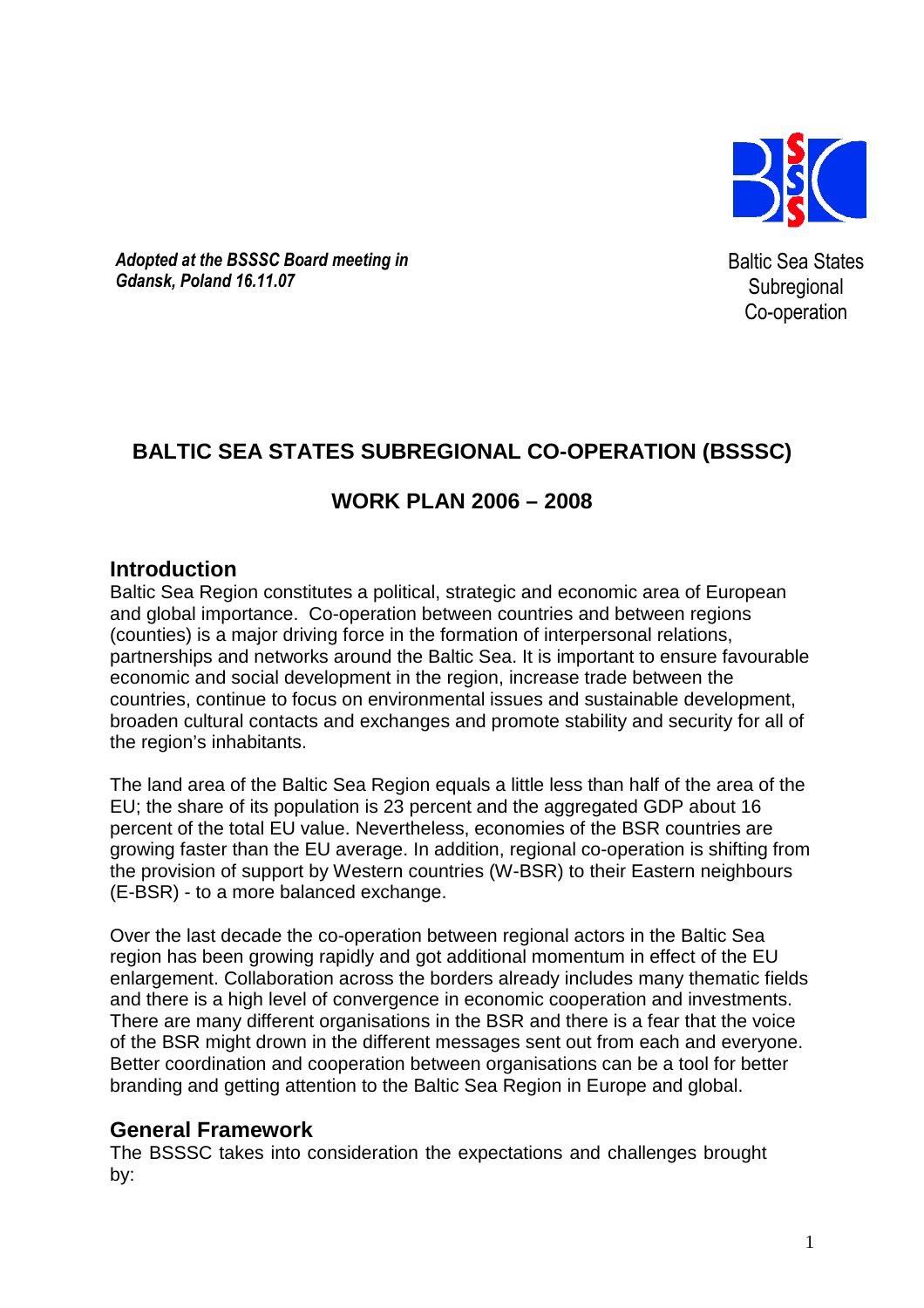*Adopted at the BSSSC Board meeting in Gdansk, Poland 16.11.07*

Baltic Sea States Subregional Co-operation

# BALTIC SEA STATES SUBREGIONAL CO-OPERATION (BSSSC)

# WORK PLAN 2006 – 2008

## Introduction

Baltic Sea Region constitutes a political, strategic and economic area of European and global importance. Co-operation between countries and between regions (counties) is a major driving force in the formation of interpersonal relations, partnerships and networks around the Baltic Sea. It is important to ensure favourable economic and social development in the region, increase trade between the countries, continue to focus on environmental issues and sustainable development, broaden cultural contacts and exchanges and promote stability and security for all of the region's inhabitants.

The land area of the Baltic Sea Region equals a little less than half of the area of the EU; the share of its population is 23 percent and the aggregated GDP about 16 percent of the total EU value. Nevertheless, economies of the BSR countries are growing faster than the EU average. In addition, regional co-operation is shifting from the provision of support by Western countries (W-BSR) to their Eastern neighbours (E-BSR) - to a more balanced exchange.

Over the last decade the co-operation between regional actors in the Baltic Sea region has been growing rapidly and got additional momentum in effect of the EU enlargement. Collaboration across the borders already includes many thematic fields and there is a high level of convergence in economic cooperation and investments. There are many different organisations in the BSR and there is a fear that the voice of the BSR might drown in the different messages sent out from each and everyone. Better coordination and cooperation between organisations can be a tool for better branding and getting attention to the Baltic Sea Region in Europe and global.

## General Framework

The BSSSC takes into consideration the expectations and challenges brought by: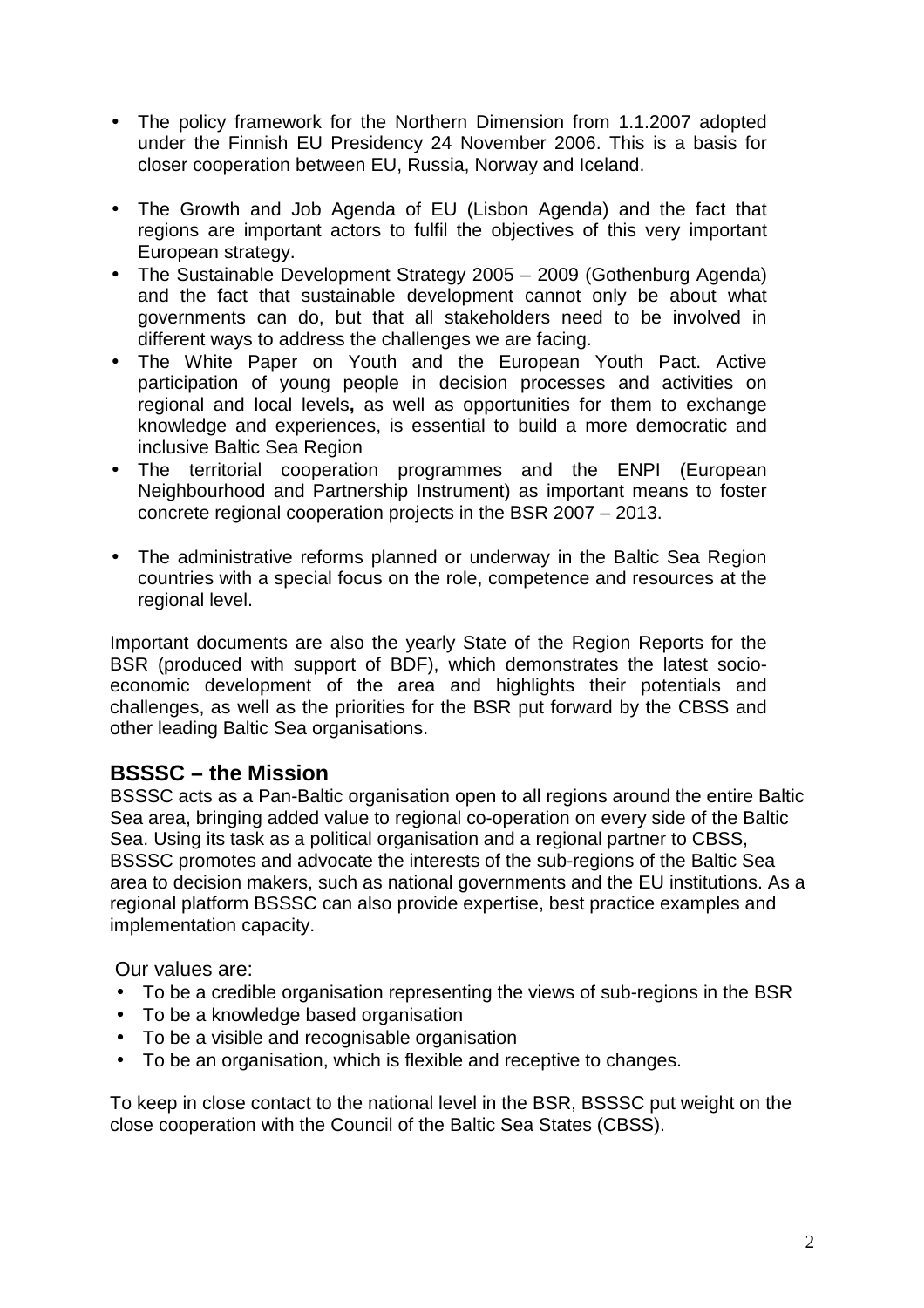- The policy framework for the Northern Dimension from 1.1.2007 adopted under the Finnish EU Presidency 24 November 2006. This is a basis for closer cooperation between EU, Russia, Norway and Iceland.

- The Growth and Job Agenda of EU (Lisbon Agenda) and the fact that regions are important actors to fulfil the objectives of this very important European strategy.
- The Sustainable Development Strategy 2005 – 2009 (Gothenburg Agenda) and the fact that sustainable development cannot only be about what governments can do, but that all stakeholders need to be involved in different ways to address the challenges we are facing.
- The White Paper on Youth and the European Youth Pact. Active participation of young people in decision processes and activities on regional and local levels**,** as well as opportunities for them to exchange knowledge and experiences, is essential to build a more democratic and inclusive Baltic Sea Region
- The territorial cooperation programmes and the ENPI (European Neighbourhood and Partnership Instrument) as important means to foster concrete regional cooperation projects in the BSR 2007 – 2013.

- The administrative reforms planned or underway in the Baltic Sea Region countries with a special focus on the role, competence and resources at the regional level.

Important documents are also the yearly State of the Region Reports for the BSR (produced with support of BDF), which demonstrates the latest socio-economic development of the area and highlights their potentials and challenges, as well as the priorities for the BSR put forward by the CBSS and other leading Baltic Sea organisations.

## BSSSC – the Mission

BSSSC acts as a Pan-Baltic organisation open to all regions around the entire Baltic Sea area, bringing added value to regional co-operation on every side of the Baltic Sea. Using its task as a political organisation and a regional partner to CBSS, BSSSC promotes and advocate the interests of the sub-regions of the Baltic Sea area to decision makers, such as national governments and the EU institutions. As a regional platform BSSSC can also provide expertise, best practice examples and implementation capacity.

Our values are:

- To be a credible organisation representing the views of sub-regions in the BSR
- To be a knowledge based organisation
- To be a visible and recognisable organisation
- To be an organisation, which is flexible and receptive to changes.

To keep in close contact to the national level in the BSR, BSSSC put weight on the close cooperation with the Council of the Baltic Sea States (CBSS).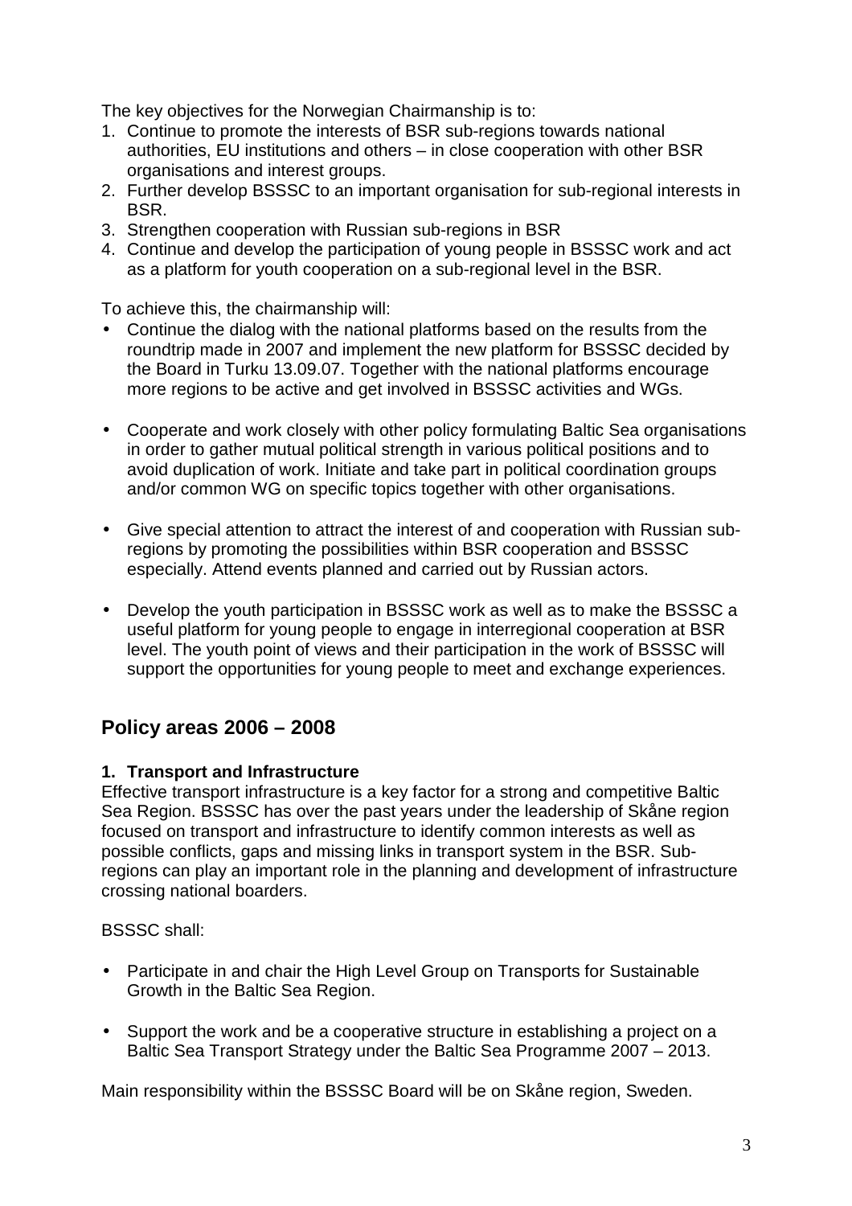The key objectives for the Norwegian Chairmanship is to:

1. Continue to promote the interests of BSR sub-regions towards national authorities, EU institutions and others – in close cooperation with other BSR organisations and interest groups.
2. Further develop BSSSC to an important organisation for sub-regional interests in BSR.
3. Strengthen cooperation with Russian sub-regions in BSR
4. Continue and develop the participation of young people in BSSSC work and act as a platform for youth cooperation on a sub-regional level in the BSR.

To achieve this, the chairmanship will:

- Continue the dialog with the national platforms based on the results from the roundtrip made in 2007 and implement the new platform for BSSSC decided by the Board in Turku 13.09.07. Together with the national platforms encourage more regions to be active and get involved in BSSSC activities and WGs.

- Cooperate and work closely with other policy formulating Baltic Sea organisations in order to gather mutual political strength in various political positions and to avoid duplication of work. Initiate and take part in political coordination groups and/or common WG on specific topics together with other organisations.

- Give special attention to attract the interest of and cooperation with Russian sub-regions by promoting the possibilities within BSR cooperation and BSSSC especially. Attend events planned and carried out by Russian actors.

- Develop the youth participation in BSSSC work as well as to make the BSSSC a useful platform for young people to engage in interregional cooperation at BSR level. The youth point of views and their participation in the work of BSSSC will support the opportunities for young people to meet and exchange experiences.

## Policy areas 2006 – 2008

### 1. Transport and Infrastructure

Effective transport infrastructure is a key factor for a strong and competitive Baltic Sea Region. BSSSC has over the past years under the leadership of Skåne region focused on transport and infrastructure to identify common interests as well as possible conflicts, gaps and missing links in transport system in the BSR. Sub-regions can play an important role in the planning and development of infrastructure crossing national boarders.

BSSSC shall:

- Participate in and chair the High Level Group on Transports for Sustainable Growth in the Baltic Sea Region.

- Support the work and be a cooperative structure in establishing a project on a Baltic Sea Transport Strategy under the Baltic Sea Programme 2007 – 2013.

Main responsibility within the BSSSC Board will be on Skåne region, Sweden.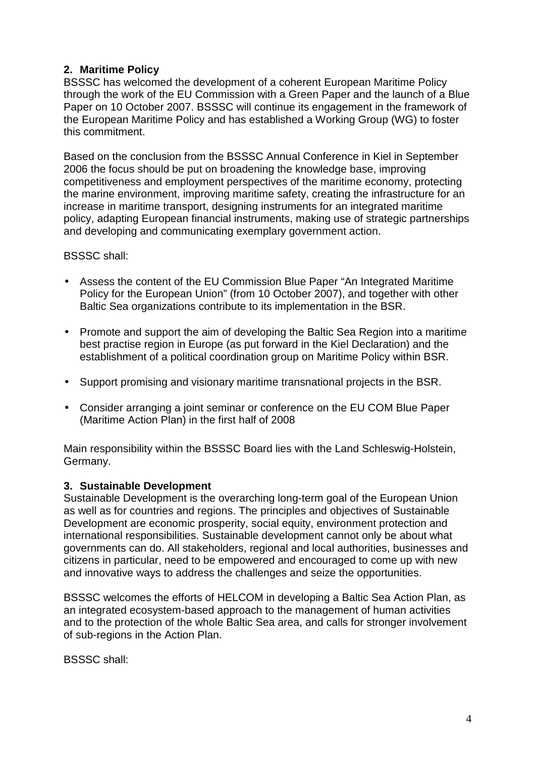## 2. Maritime Policy

BSSSC has welcomed the development of a coherent European Maritime Policy through the work of the EU Commission with a Green Paper and the launch of a Blue Paper on 10 October 2007. BSSSC will continue its engagement in the framework of the European Maritime Policy and has established a Working Group (WG) to foster this commitment.

Based on the conclusion from the BSSSC Annual Conference in Kiel in September 2006 the focus should be put on broadening the knowledge base, improving competitiveness and employment perspectives of the maritime economy, protecting the marine environment, improving maritime safety, creating the infrastructure for an increase in maritime transport, designing instruments for an integrated maritime policy, adapting European financial instruments, making use of strategic partnerships and developing and communicating exemplary government action.

BSSSC shall:

- Assess the content of the EU Commission Blue Paper "An Integrated Maritime Policy for the European Union" (from 10 October 2007), and together with other Baltic Sea organizations contribute to its implementation in the BSR.
- Promote and support the aim of developing the Baltic Sea Region into a maritime best practise region in Europe (as put forward in the Kiel Declaration) and the establishment of a political coordination group on Maritime Policy within BSR.
- Support promising and visionary maritime transnational projects in the BSR.
- Consider arranging a joint seminar or conference on the EU COM Blue Paper (Maritime Action Plan) in the first half of 2008

Main responsibility within the BSSSC Board lies with the Land Schleswig-Holstein, Germany.

## 3. Sustainable Development

Sustainable Development is the overarching long-term goal of the European Union as well as for countries and regions. The principles and objectives of Sustainable Development are economic prosperity, social equity, environment protection and international responsibilities. Sustainable development cannot only be about what governments can do. All stakeholders, regional and local authorities, businesses and citizens in particular, need to be empowered and encouraged to come up with new and innovative ways to address the challenges and seize the opportunities.

BSSSC welcomes the efforts of HELCOM in developing a Baltic Sea Action Plan, as an integrated ecosystem-based approach to the management of human activities and to the protection of the whole Baltic Sea area, and calls for stronger involvement of sub-regions in the Action Plan.

BSSSC shall: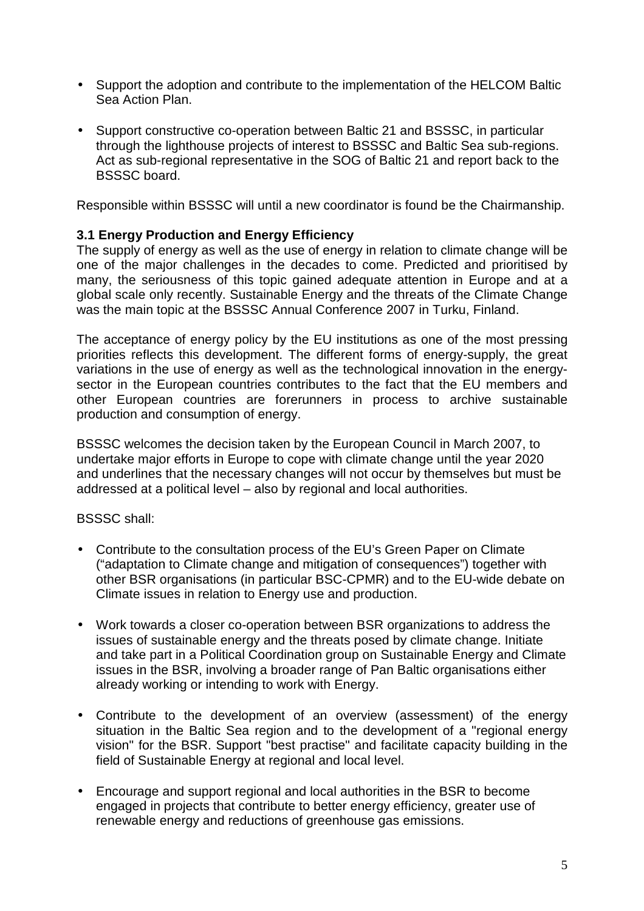- Support the adoption and contribute to the implementation of the HELCOM Baltic Sea Action Plan.

- Support constructive co-operation between Baltic 21 and BSSSC, in particular through the lighthouse projects of interest to BSSSC and Baltic Sea sub-regions. Act as sub-regional representative in the SOG of Baltic 21 and report back to the BSSSC board.

Responsible within BSSSC will until a new coordinator is found be the Chairmanship.

### 3.1 Energy Production and Energy Efficiency

The supply of energy as well as the use of energy in relation to climate change will be one of the major challenges in the decades to come. Predicted and prioritised by many, the seriousness of this topic gained adequate attention in Europe and at a global scale only recently. Sustainable Energy and the threats of the Climate Change was the main topic at the BSSSC Annual Conference 2007 in Turku, Finland.

The acceptance of energy policy by the EU institutions as one of the most pressing priorities reflects this development. The different forms of energy-supply, the great variations in the use of energy as well as the technological innovation in the energy-sector in the European countries contributes to the fact that the EU members and other European countries are forerunners in process to archive sustainable production and consumption of energy.

BSSSC welcomes the decision taken by the European Council in March 2007, to undertake major efforts in Europe to cope with climate change until the year 2020 and underlines that the necessary changes will not occur by themselves but must be addressed at a political level – also by regional and local authorities.

BSSSC shall:

- Contribute to the consultation process of the EU's Green Paper on Climate ("adaptation to Climate change and mitigation of consequences") together with other BSR organisations (in particular BSC-CPMR) and to the EU-wide debate on Climate issues in relation to Energy use and production.

- Work towards a closer co-operation between BSR organizations to address the issues of sustainable energy and the threats posed by climate change. Initiate and take part in a Political Coordination group on Sustainable Energy and Climate issues in the BSR, involving a broader range of Pan Baltic organisations either already working or intending to work with Energy.

- Contribute to the development of an overview (assessment) of the energy situation in the Baltic Sea region and to the development of a "regional energy vision" for the BSR. Support "best practise" and facilitate capacity building in the field of Sustainable Energy at regional and local level.

- Encourage and support regional and local authorities in the BSR to become engaged in projects that contribute to better energy efficiency, greater use of renewable energy and reductions of greenhouse gas emissions.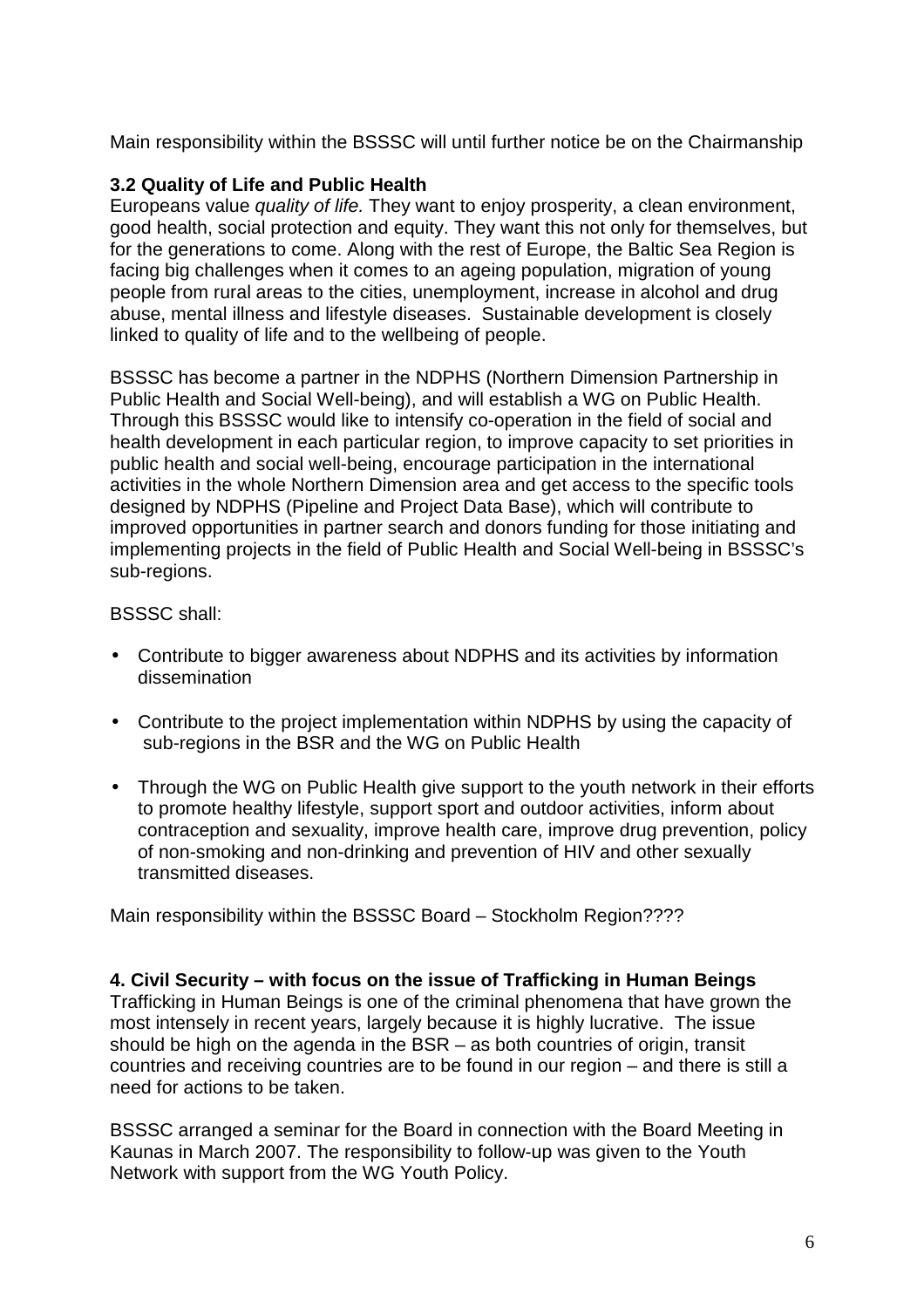Main responsibility within the BSSSC will until further notice be on the Chairmanship

### 3.2 Quality of Life and Public Health

Europeans value *quality of life.* They want to enjoy prosperity, a clean environment, good health, social protection and equity. They want this not only for themselves, but for the generations to come. Along with the rest of Europe, the Baltic Sea Region is facing big challenges when it comes to an ageing population, migration of young people from rural areas to the cities, unemployment, increase in alcohol and drug abuse, mental illness and lifestyle diseases. Sustainable development is closely linked to quality of life and to the wellbeing of people.

BSSSC has become a partner in the NDPHS (Northern Dimension Partnership in Public Health and Social Well-being), and will establish a WG on Public Health. Through this BSSSC would like to intensify co-operation in the field of social and health development in each particular region, to improve capacity to set priorities in public health and social well-being, encourage participation in the international activities in the whole Northern Dimension area and get access to the specific tools designed by NDPHS (Pipeline and Project Data Base), which will contribute to improved opportunities in partner search and donors funding for those initiating and implementing projects in the field of Public Health and Social Well-being in BSSSC's sub-regions.

BSSSC shall:

- Contribute to bigger awareness about NDPHS and its activities by information dissemination
- Contribute to the project implementation within NDPHS by using the capacity of sub-regions in the BSR and the WG on Public Health
- Through the WG on Public Health give support to the youth network in their efforts to promote healthy lifestyle, support sport and outdoor activities, inform about contraception and sexuality, improve health care, improve drug prevention, policy of non-smoking and non-drinking and prevention of HIV and other sexually transmitted diseases.

Main responsibility within the BSSSC Board – Stockholm Region????

## 4. Civil Security – with focus on the issue of Trafficking in Human Beings

Trafficking in Human Beings is one of the criminal phenomena that have grown the most intensely in recent years, largely because it is highly lucrative. The issue should be high on the agenda in the BSR – as both countries of origin, transit countries and receiving countries are to be found in our region – and there is still a need for actions to be taken.

BSSSC arranged a seminar for the Board in connection with the Board Meeting in Kaunas in March 2007. The responsibility to follow-up was given to the Youth Network with support from the WG Youth Policy.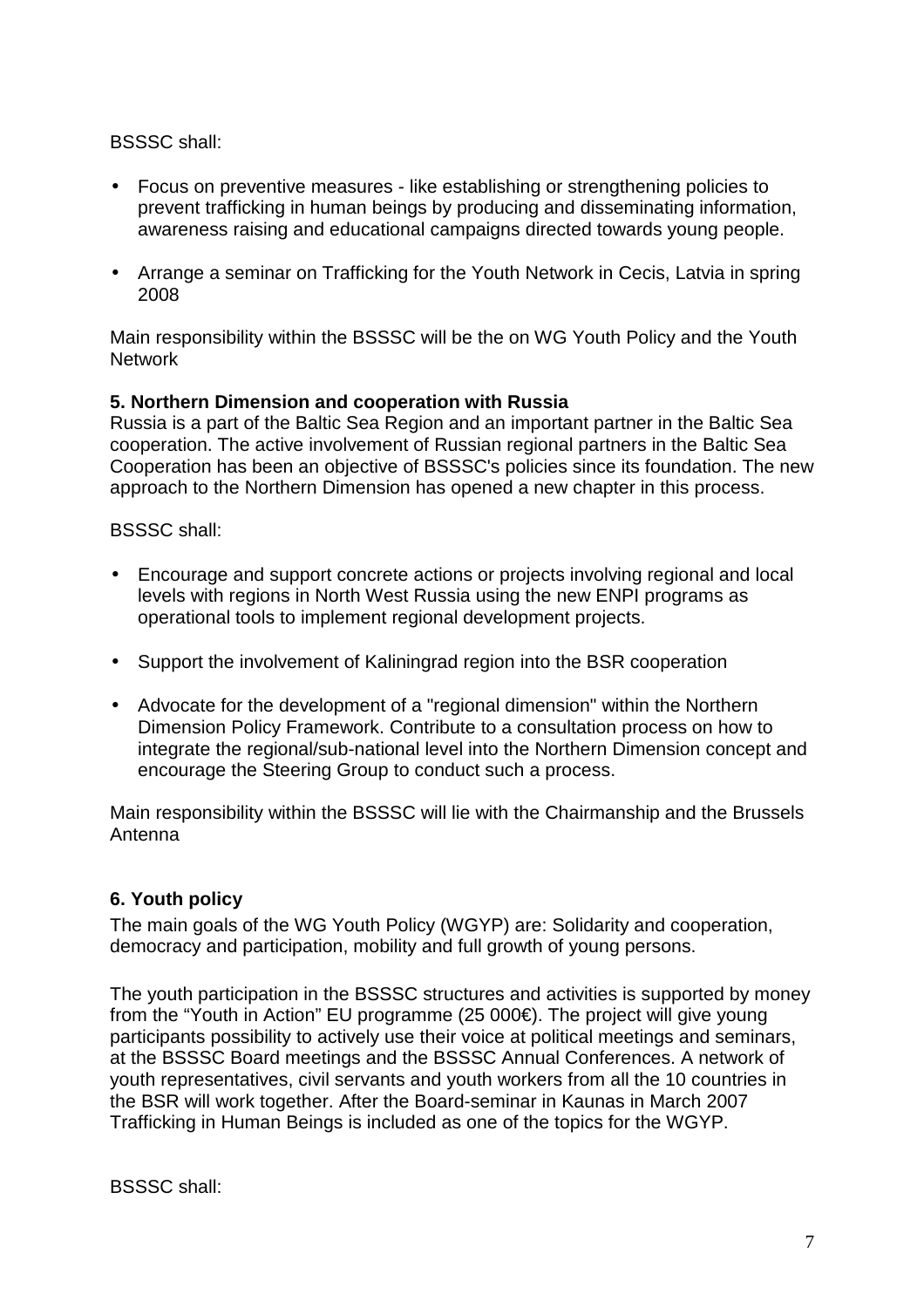BSSSC shall:

- Focus on preventive measures - like establishing or strengthening policies to prevent trafficking in human beings by producing and disseminating information, awareness raising and educational campaigns directed towards young people.
- Arrange a seminar on Trafficking for the Youth Network in Cecis, Latvia in spring 2008

Main responsibility within the BSSSC will be the on WG Youth Policy and the Youth Network

**5. Northern Dimension and cooperation with Russia**

Russia is a part of the Baltic Sea Region and an important partner in the Baltic Sea cooperation. The active involvement of Russian regional partners in the Baltic Sea Cooperation has been an objective of BSSSC's policies since its foundation. The new approach to the Northern Dimension has opened a new chapter in this process.

BSSSC shall:

- Encourage and support concrete actions or projects involving regional and local levels with regions in North West Russia using the new ENPI programs as operational tools to implement regional development projects.
- Support the involvement of Kaliningrad region into the BSR cooperation
- Advocate for the development of a "regional dimension" within the Northern Dimension Policy Framework. Contribute to a consultation process on how to integrate the regional/sub-national level into the Northern Dimension concept and encourage the Steering Group to conduct such a process.

Main responsibility within the BSSSC will lie with the Chairmanship and the Brussels Antenna

**6. Youth policy**

The main goals of the WG Youth Policy (WGYP) are: Solidarity and cooperation, democracy and participation, mobility and full growth of young persons.

The youth participation in the BSSSC structures and activities is supported by money from the "Youth in Action" EU programme (25 000€). The project will give young participants possibility to actively use their voice at political meetings and seminars, at the BSSSC Board meetings and the BSSSC Annual Conferences. A network of youth representatives, civil servants and youth workers from all the 10 countries in the BSR will work together. After the Board-seminar in Kaunas in March 2007 Trafficking in Human Beings is included as one of the topics for the WGYP.

BSSSC shall: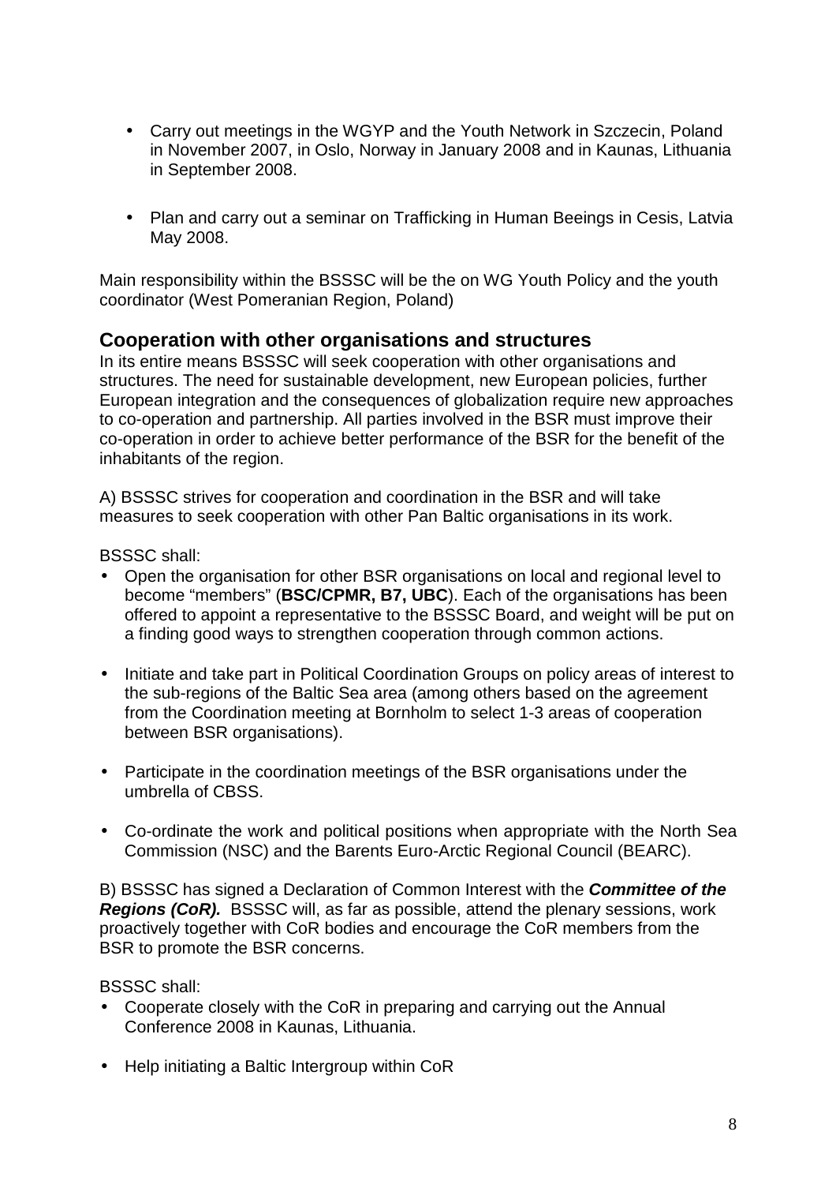- Carry out meetings in the WGYP and the Youth Network in Szczecin, Poland in November 2007, in Oslo, Norway in January 2008 and in Kaunas, Lithuania in September 2008.

- Plan and carry out a seminar on Trafficking in Human Beeings in Cesis, Latvia May 2008.

Main responsibility within the BSSSC will be the on WG Youth Policy and the youth coordinator (West Pomeranian Region, Poland)

## Cooperation with other organisations and structures

In its entire means BSSSC will seek cooperation with other organisations and structures. The need for sustainable development, new European policies, further European integration and the consequences of globalization require new approaches to co-operation and partnership. All parties involved in the BSR must improve their co-operation in order to achieve better performance of the BSR for the benefit of the inhabitants of the region.

A) BSSSC strives for cooperation and coordination in the BSR and will take measures to seek cooperation with other Pan Baltic organisations in its work.

BSSSC shall:

- Open the organisation for other BSR organisations on local and regional level to become "members" (**BSC/CPMR, B7, UBC**). Each of the organisations has been offered to appoint a representative to the BSSSC Board, and weight will be put on a finding good ways to strengthen cooperation through common actions.

- Initiate and take part in Political Coordination Groups on policy areas of interest to the sub-regions of the Baltic Sea area (among others based on the agreement from the Coordination meeting at Bornholm to select 1-3 areas of cooperation between BSR organisations).

- Participate in the coordination meetings of the BSR organisations under the umbrella of CBSS.

- Co-ordinate the work and political positions when appropriate with the North Sea Commission (NSC) and the Barents Euro-Arctic Regional Council (BEARC).

B) BSSSC has signed a Declaration of Common Interest with the ***Committee of the Regions (CoR).*** BSSSC will, as far as possible, attend the plenary sessions, work proactively together with CoR bodies and encourage the CoR members from the BSR to promote the BSR concerns.

BSSSC shall:

- Cooperate closely with the CoR in preparing and carrying out the Annual Conference 2008 in Kaunas, Lithuania.

- Help initiating a Baltic Intergroup within CoR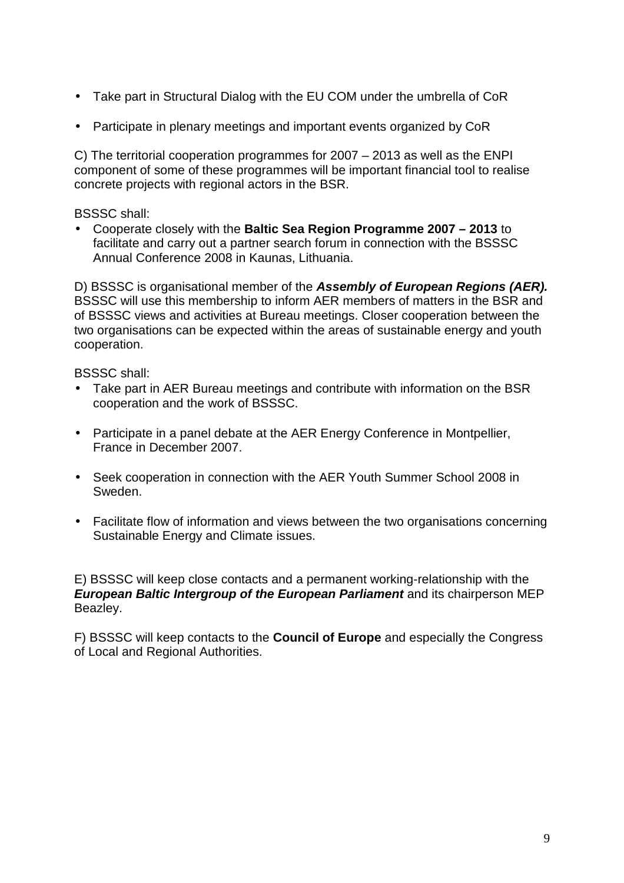- Take part in Structural Dialog with the EU COM under the umbrella of CoR
- Participate in plenary meetings and important events organized by CoR

C) The territorial cooperation programmes for 2007 – 2013 as well as the ENPI component of some of these programmes will be important financial tool to realise concrete projects with regional actors in the BSR.

BSSSC shall:

- Cooperate closely with the **Baltic Sea Region Programme 2007 – 2013** to facilitate and carry out a partner search forum in connection with the BSSSC Annual Conference 2008 in Kaunas, Lithuania.

D) BSSSC is organisational member of the ***Assembly of European Regions (AER).*** BSSSC will use this membership to inform AER members of matters in the BSR and of BSSSC views and activities at Bureau meetings. Closer cooperation between the two organisations can be expected within the areas of sustainable energy and youth cooperation.

BSSSC shall:

- Take part in AER Bureau meetings and contribute with information on the BSR cooperation and the work of BSSSC.
- Participate in a panel debate at the AER Energy Conference in Montpellier, France in December 2007.
- Seek cooperation in connection with the AER Youth Summer School 2008 in Sweden.
- Facilitate flow of information and views between the two organisations concerning Sustainable Energy and Climate issues.

E) BSSSC will keep close contacts and a permanent working-relationship with the ***European Baltic Intergroup of the European Parliament*** and its chairperson MEP Beazley.

F) BSSSC will keep contacts to the **Council of Europe** and especially the Congress of Local and Regional Authorities.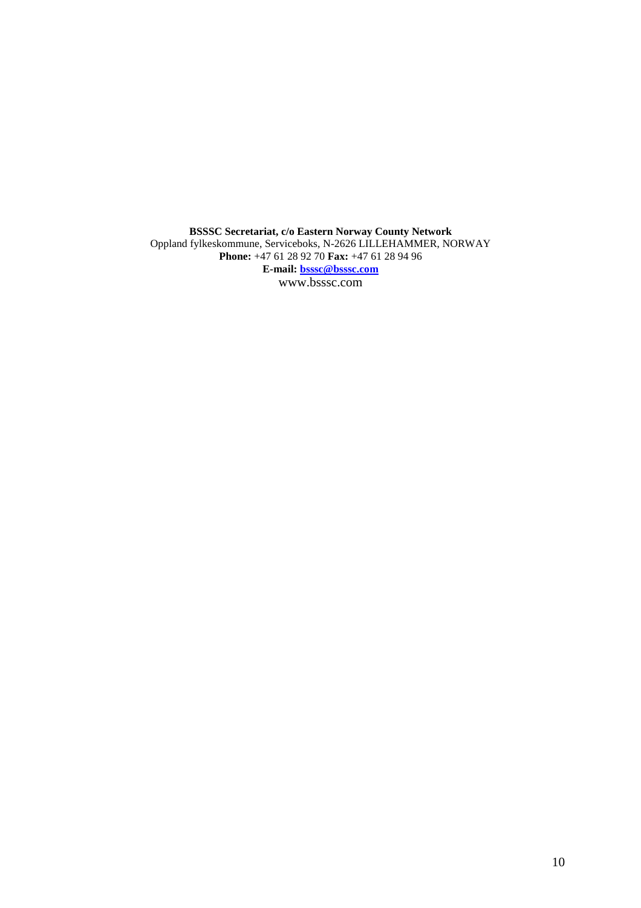**BSSSC Secretariat, c/o Eastern Norway County Network**
Oppland fylkeskommune, Serviceboks, N-2626 LILLEHAMMER, NORWAY
**Phone:** +47 61 28 92 70 **Fax:** +47 61 28 94 96
**E-mail:** [bsssc@bsssc.com](mailto:bsssc@bsssc.com)
www.bsssc.com